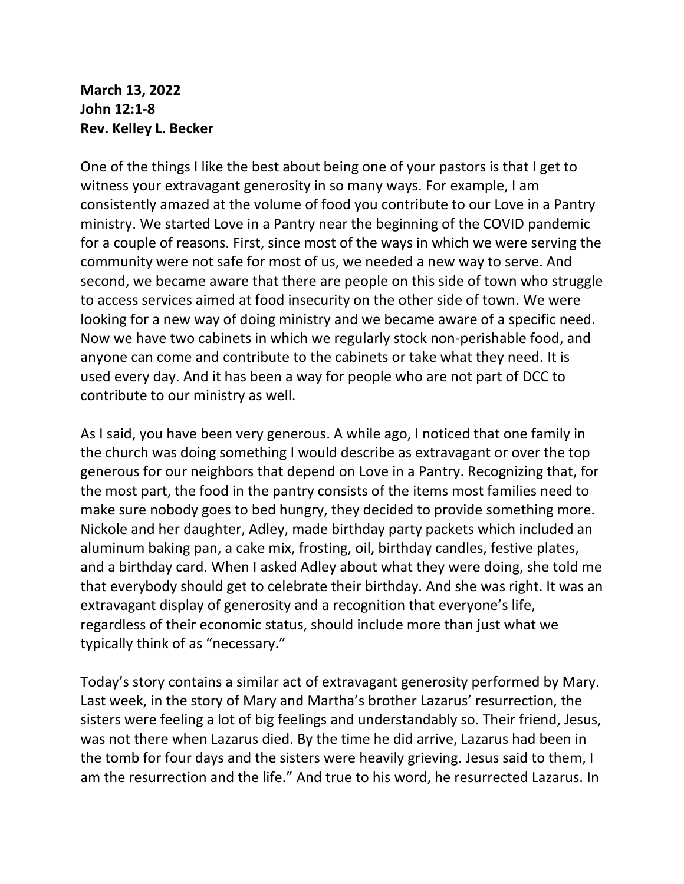**March 13, 2022**
**John 12:1-8**
**Rev. Kelley L. Becker**

One of the things I like the best about being one of your pastors is that I get to witness your extravagant generosity in so many ways. For example, I am consistently amazed at the volume of food you contribute to our Love in a Pantry ministry. We started Love in a Pantry near the beginning of the COVID pandemic for a couple of reasons. First, since most of the ways in which we were serving the community were not safe for most of us, we needed a new way to serve. And second, we became aware that there are people on this side of town who struggle to access services aimed at food insecurity on the other side of town. We were looking for a new way of doing ministry and we became aware of a specific need. Now we have two cabinets in which we regularly stock non-perishable food, and anyone can come and contribute to the cabinets or take what they need. It is used every day. And it has been a way for people who are not part of DCC to contribute to our ministry as well.

As I said, you have been very generous. A while ago, I noticed that one family in the church was doing something I would describe as extravagant or over the top generous for our neighbors that depend on Love in a Pantry. Recognizing that, for the most part, the food in the pantry consists of the items most families need to make sure nobody goes to bed hungry, they decided to provide something more. Nickole and her daughter, Adley, made birthday party packets which included an aluminum baking pan, a cake mix, frosting, oil, birthday candles, festive plates, and a birthday card. When I asked Adley about what they were doing, she told me that everybody should get to celebrate their birthday. And she was right. It was an extravagant display of generosity and a recognition that everyone's life, regardless of their economic status, should include more than just what we typically think of as "necessary."

Today's story contains a similar act of extravagant generosity performed by Mary. Last week, in the story of Mary and Martha's brother Lazarus' resurrection, the sisters were feeling a lot of big feelings and understandably so. Their friend, Jesus, was not there when Lazarus died. By the time he did arrive, Lazarus had been in the tomb for four days and the sisters were heavily grieving. Jesus said to them, I am the resurrection and the life." And true to his word, he resurrected Lazarus. In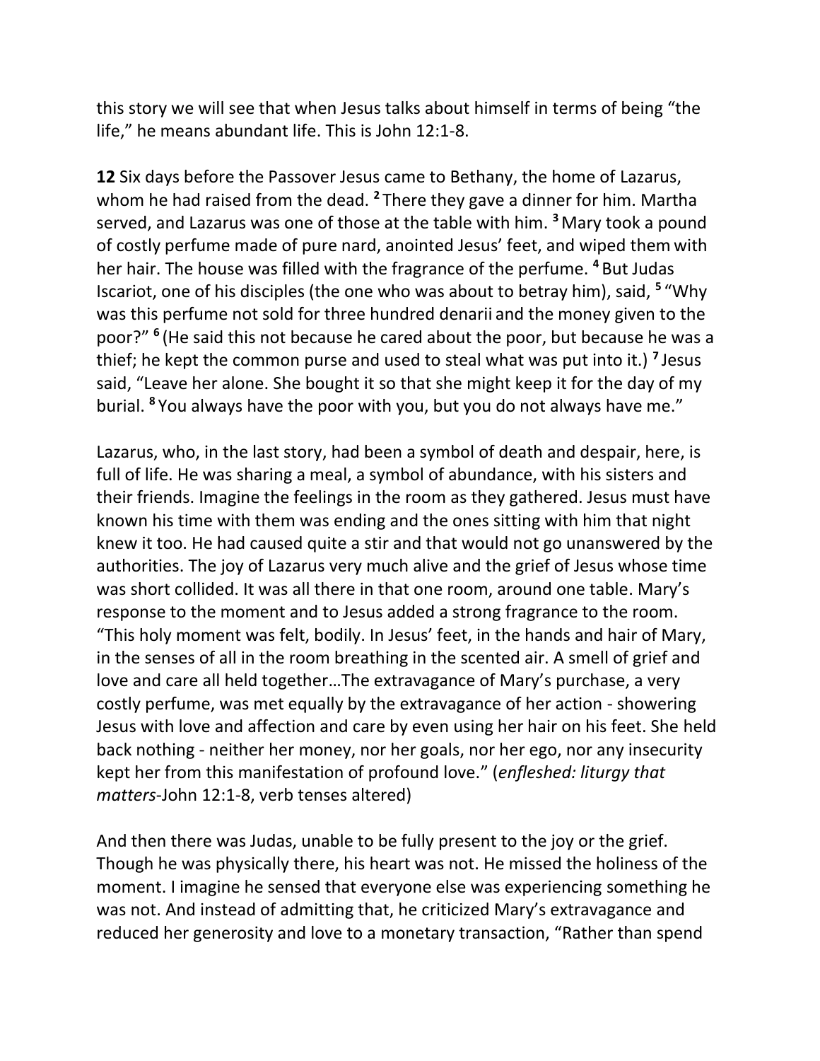this story we will see that when Jesus talks about himself in terms of being "the life," he means abundant life. This is John 12:1-8.

**12** Six days before the Passover Jesus came to Bethany, the home of Lazarus, whom he had raised from the dead. [2] There they gave a dinner for him. Martha served, and Lazarus was one of those at the table with him. [3] Mary took a pound of costly perfume made of pure nard, anointed Jesus' feet, and wiped them with her hair. The house was filled with the fragrance of the perfume. [4] But Judas Iscariot, one of his disciples (the one who was about to betray him), said, [5] "Why was this perfume not sold for three hundred denarii and the money given to the poor?" [6] (He said this not because he cared about the poor, but because he was a thief; he kept the common purse and used to steal what was put into it.) [7] Jesus said, "Leave her alone. She bought it so that she might keep it for the day of my burial. [8] You always have the poor with you, but you do not always have me."

Lazarus, who, in the last story, had been a symbol of death and despair, here, is full of life. He was sharing a meal, a symbol of abundance, with his sisters and their friends. Imagine the feelings in the room as they gathered. Jesus must have known his time with them was ending and the ones sitting with him that night knew it too. He had caused quite a stir and that would not go unanswered by the authorities. The joy of Lazarus very much alive and the grief of Jesus whose time was short collided. It was all there in that one room, around one table. Mary's response to the moment and to Jesus added a strong fragrance to the room. "This holy moment was felt, bodily. In Jesus' feet, in the hands and hair of Mary, in the senses of all in the room breathing in the scented air. A smell of grief and love and care all held together…The extravagance of Mary's purchase, a very costly perfume, was met equally by the extravagance of her action - showering Jesus with love and affection and care by even using her hair on his feet. She held back nothing - neither her money, nor her goals, nor her ego, nor any insecurity kept her from this manifestation of profound love." (*enfleshed: liturgy that matters*-John 12:1-8, verb tenses altered)

And then there was Judas, unable to be fully present to the joy or the grief. Though he was physically there, his heart was not. He missed the holiness of the moment. I imagine he sensed that everyone else was experiencing something he was not. And instead of admitting that, he criticized Mary's extravagance and reduced her generosity and love to a monetary transaction, "Rather than spend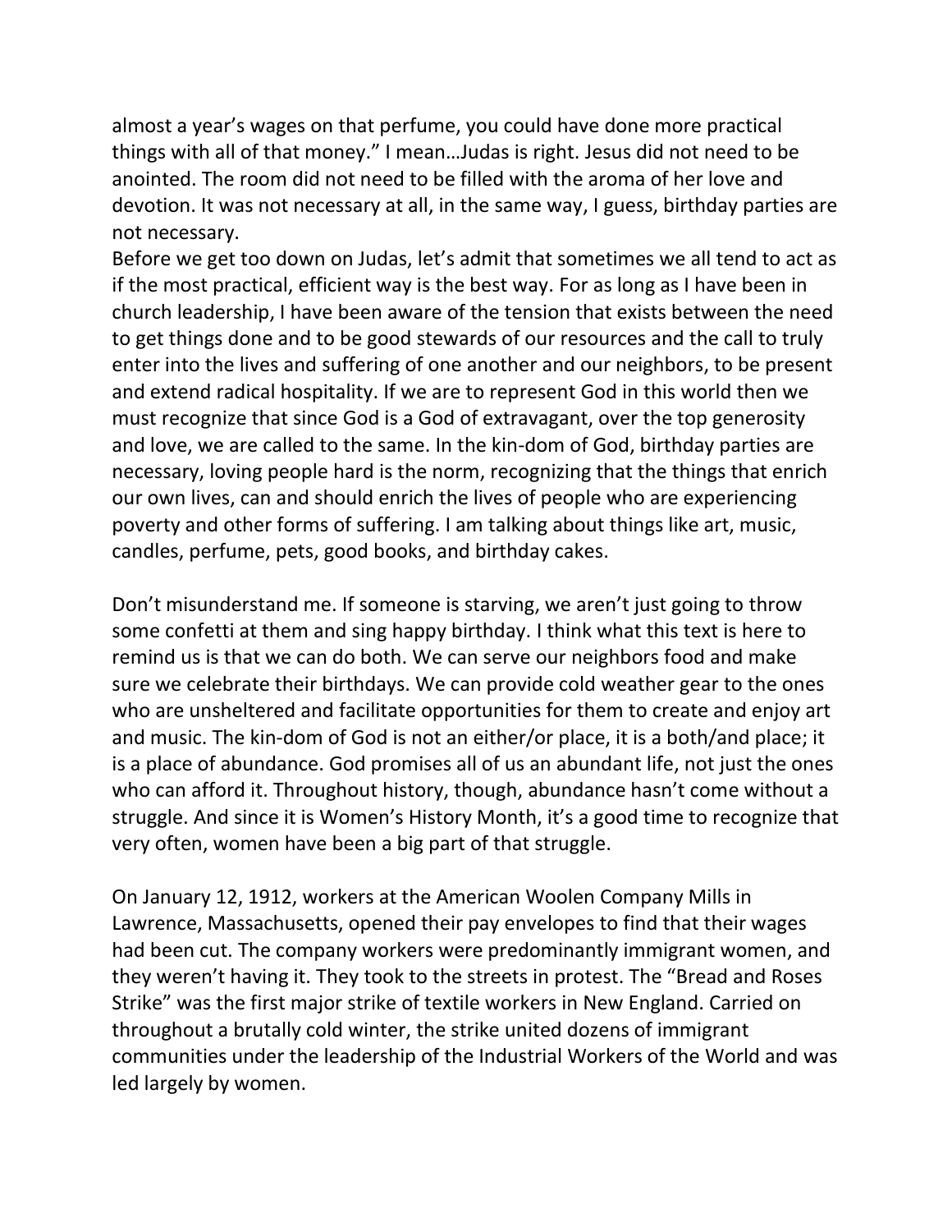almost a year's wages on that perfume, you could have done more practical things with all of that money." I mean…Judas is right. Jesus did not need to be anointed. The room did not need to be filled with the aroma of her love and devotion. It was not necessary at all, in the same way, I guess, birthday parties are not necessary.

Before we get too down on Judas, let's admit that sometimes we all tend to act as if the most practical, efficient way is the best way. For as long as I have been in church leadership, I have been aware of the tension that exists between the need to get things done and to be good stewards of our resources and the call to truly enter into the lives and suffering of one another and our neighbors, to be present and extend radical hospitality. If we are to represent God in this world then we must recognize that since God is a God of extravagant, over the top generosity and love, we are called to the same. In the kin-dom of God, birthday parties are necessary, loving people hard is the norm, recognizing that the things that enrich our own lives, can and should enrich the lives of people who are experiencing poverty and other forms of suffering. I am talking about things like art, music, candles, perfume, pets, good books, and birthday cakes.

Don't misunderstand me. If someone is starving, we aren't just going to throw some confetti at them and sing happy birthday. I think what this text is here to remind us is that we can do both. We can serve our neighbors food and make sure we celebrate their birthdays. We can provide cold weather gear to the ones who are unsheltered and facilitate opportunities for them to create and enjoy art and music. The kin-dom of God is not an either/or place, it is a both/and place; it is a place of abundance. God promises all of us an abundant life, not just the ones who can afford it. Throughout history, though, abundance hasn't come without a struggle. And since it is Women's History Month, it's a good time to recognize that very often, women have been a big part of that struggle.

On January 12, 1912, workers at the American Woolen Company Mills in Lawrence, Massachusetts, opened their pay envelopes to find that their wages had been cut. The company workers were predominantly immigrant women, and they weren't having it. They took to the streets in protest. The "Bread and Roses Strike" was the first major strike of textile workers in New England. Carried on throughout a brutally cold winter, the strike united dozens of immigrant communities under the leadership of the Industrial Workers of the World and was led largely by women.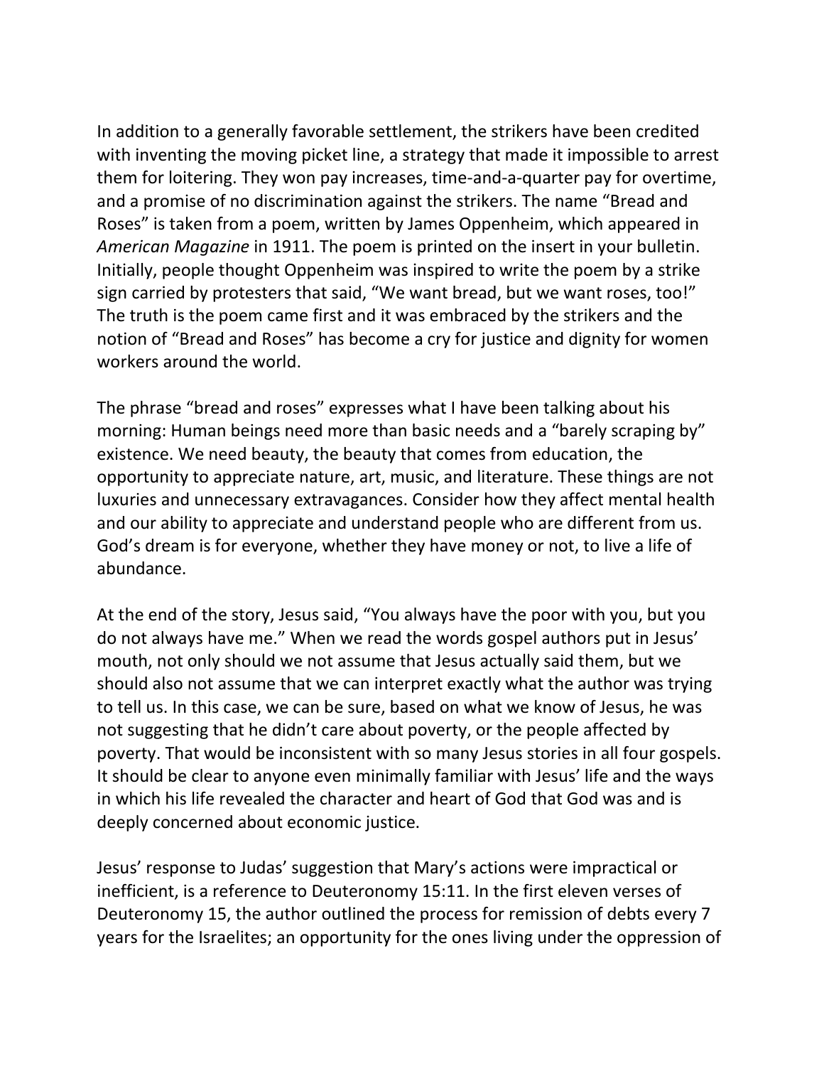In addition to a generally favorable settlement, the strikers have been credited with inventing the moving picket line, a strategy that made it impossible to arrest them for loitering. They won pay increases, time-and-a-quarter pay for overtime, and a promise of no discrimination against the strikers. The name "Bread and Roses" is taken from a poem, written by James Oppenheim, which appeared in *American Magazine* in 1911. The poem is printed on the insert in your bulletin. Initially, people thought Oppenheim was inspired to write the poem by a strike sign carried by protesters that said, "We want bread, but we want roses, too!" The truth is the poem came first and it was embraced by the strikers and the notion of "Bread and Roses" has become a cry for justice and dignity for women workers around the world.

The phrase "bread and roses" expresses what I have been talking about his morning: Human beings need more than basic needs and a "barely scraping by" existence. We need beauty, the beauty that comes from education, the opportunity to appreciate nature, art, music, and literature. These things are not luxuries and unnecessary extravagances. Consider how they affect mental health and our ability to appreciate and understand people who are different from us. God's dream is for everyone, whether they have money or not, to live a life of abundance.

At the end of the story, Jesus said, "You always have the poor with you, but you do not always have me." When we read the words gospel authors put in Jesus' mouth, not only should we not assume that Jesus actually said them, but we should also not assume that we can interpret exactly what the author was trying to tell us. In this case, we can be sure, based on what we know of Jesus, he was not suggesting that he didn't care about poverty, or the people affected by poverty. That would be inconsistent with so many Jesus stories in all four gospels. It should be clear to anyone even minimally familiar with Jesus' life and the ways in which his life revealed the character and heart of God that God was and is deeply concerned about economic justice.

Jesus' response to Judas' suggestion that Mary's actions were impractical or inefficient, is a reference to Deuteronomy 15:11. In the first eleven verses of Deuteronomy 15, the author outlined the process for remission of debts every 7 years for the Israelites; an opportunity for the ones living under the oppression of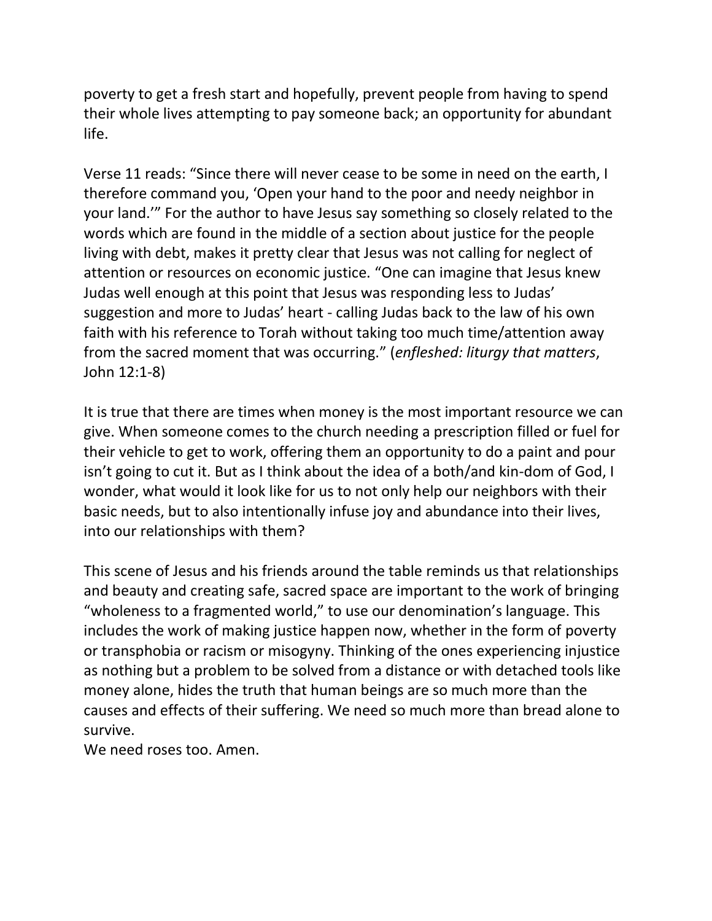poverty to get a fresh start and hopefully, prevent people from having to spend their whole lives attempting to pay someone back; an opportunity for abundant life.

Verse 11 reads: "Since there will never cease to be some in need on the earth, I therefore command you, 'Open your hand to the poor and needy neighbor in your land.'" For the author to have Jesus say something so closely related to the words which are found in the middle of a section about justice for the people living with debt, makes it pretty clear that Jesus was not calling for neglect of attention or resources on economic justice. "One can imagine that Jesus knew Judas well enough at this point that Jesus was responding less to Judas' suggestion and more to Judas' heart - calling Judas back to the law of his own faith with his reference to Torah without taking too much time/attention away from the sacred moment that was occurring." (*enfleshed: liturgy that matters*, John 12:1-8)

It is true that there are times when money is the most important resource we can give. When someone comes to the church needing a prescription filled or fuel for their vehicle to get to work, offering them an opportunity to do a paint and pour isn't going to cut it. But as I think about the idea of a both/and kin-dom of God, I wonder, what would it look like for us to not only help our neighbors with their basic needs, but to also intentionally infuse joy and abundance into their lives, into our relationships with them?

This scene of Jesus and his friends around the table reminds us that relationships and beauty and creating safe, sacred space are important to the work of bringing "wholeness to a fragmented world," to use our denomination's language. This includes the work of making justice happen now, whether in the form of poverty or transphobia or racism or misogyny. Thinking of the ones experiencing injustice as nothing but a problem to be solved from a distance or with detached tools like money alone, hides the truth that human beings are so much more than the causes and effects of their suffering. We need so much more than bread alone to survive.
We need roses too. Amen.